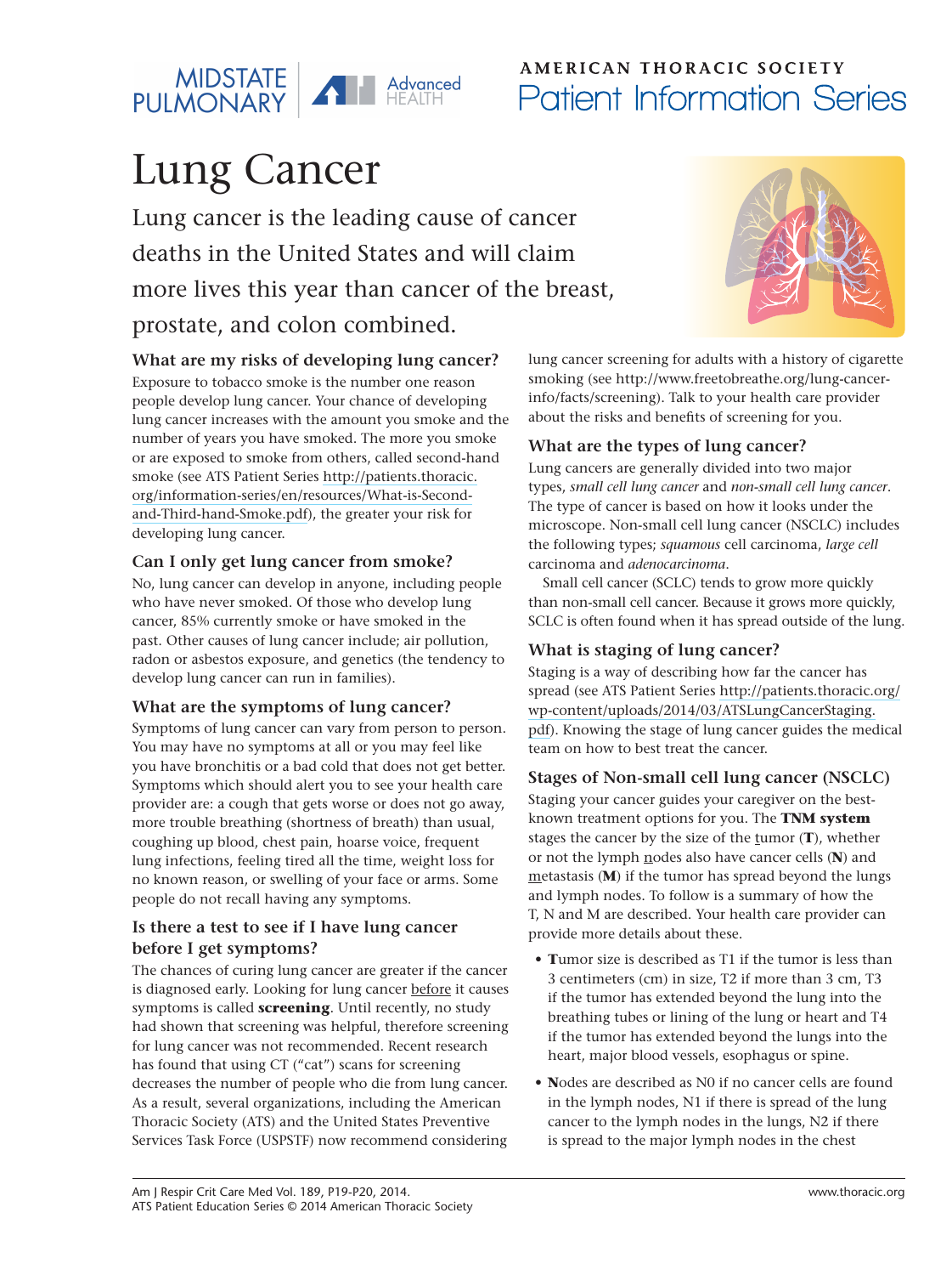MIDSTATE PULMONARY | Advanced HEALTH

AMERICAN THORACIC SOCIETY
Patient Information Series

# Lung Cancer

Lung cancer is the leading cause of cancer deaths in the United States and will claim more lives this year than cancer of the breast, prostate, and colon combined.

### What are my risks of developing lung cancer?

Exposure to tobacco smoke is the number one reason people develop lung cancer. Your chance of developing lung cancer increases with the amount you smoke and the number of years you have smoked. The more you smoke or are exposed to smoke from others, called second-hand smoke (see ATS Patient Series http://patients.thoracic.org/information-series/en/resources/What-is-Second-and-Third-hand-Smoke.pdf), the greater your risk for developing lung cancer.

### Can I only get lung cancer from smoke?

No, lung cancer can develop in anyone, including people who have never smoked. Of those who develop lung cancer, 85% currently smoke or have smoked in the past. Other causes of lung cancer include; air pollution, radon or asbestos exposure, and genetics (the tendency to develop lung cancer can run in families).

### What are the symptoms of lung cancer?

Symptoms of lung cancer can vary from person to person. You may have no symptoms at all or you may feel like you have bronchitis or a bad cold that does not get better. Symptoms which should alert you to see your health care provider are: a cough that gets worse or does not go away, more trouble breathing (shortness of breath) than usual, coughing up blood, chest pain, hoarse voice, frequent lung infections, feeling tired all the time, weight loss for no known reason, or swelling of your face or arms. Some people do not recall having any symptoms.

### Is there a test to see if I have lung cancer before I get symptoms?

The chances of curing lung cancer are greater if the cancer is diagnosed early. Looking for lung cancer before it causes symptoms is called **screening**. Until recently, no study had shown that screening was helpful, therefore screening for lung cancer was not recommended. Recent research has found that using CT ("cat") scans for screening decreases the number of people who die from lung cancer. As a result, several organizations, including the American Thoracic Society (ATS) and the United States Preventive Services Task Force (USPSTF) now recommend considering lung cancer screening for adults with a history of cigarette smoking (see http://www.freetobreathe.org/lung-cancer-info/facts/screening). Talk to your health care provider about the risks and benefits of screening for you.

### What are the types of lung cancer?

Lung cancers are generally divided into two major types, *small cell lung cancer* and *non-small cell lung cancer*. The type of cancer is based on how it looks under the microscope. Non-small cell lung cancer (NSCLC) includes the following types; *squamous* cell carcinoma, *large cell* carcinoma and *adenocarcinoma*.

Small cell cancer (SCLC) tends to grow more quickly than non-small cell cancer. Because it grows more quickly, SCLC is often found when it has spread outside of the lung.

### What is staging of lung cancer?

Staging is a way of describing how far the cancer has spread (see ATS Patient Series http://patients.thoracic.org/wp-content/uploads/2014/03/ATSLungCancerStaging.pdf). Knowing the stage of lung cancer guides the medical team on how to best treat the cancer.

### Stages of Non-small cell lung cancer (NSCLC)

Staging your cancer guides your caregiver on the best-known treatment options for you. The **TNM system** stages the cancer by the size of the tumor (**T**), whether or not the lymph nodes also have cancer cells (**N**) and metastasis (**M**) if the tumor has spread beyond the lungs and lymph nodes. To follow is a summary of how the T, N and M are described. Your health care provider can provide more details about these.

- **T**umor size is described as T1 if the tumor is less than 3 centimeters (cm) in size, T2 if more than 3 cm, T3 if the tumor has extended beyond the lung into the breathing tubes or lining of the lung or heart and T4 if the tumor has extended beyond the lungs into the heart, major blood vessels, esophagus or spine.
- **N**odes are described as N0 if no cancer cells are found in the lymph nodes, N1 if there is spread of the lung cancer to the lymph nodes in the lungs, N2 if there is spread to the major lymph nodes in the chest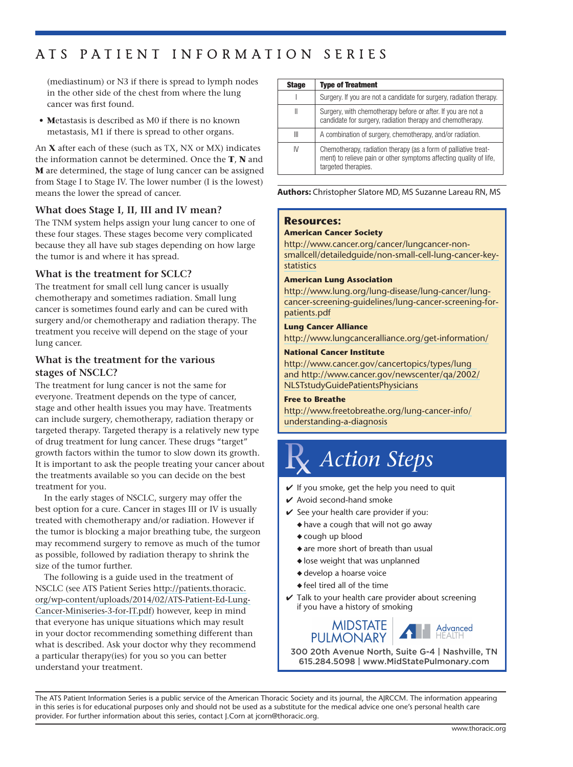(mediastinum) or N3 if there is spread to lymph nodes in the other side of the chest from where the lung cancer was first found.

- **M**etastasis is described as M0 if there is no known metastasis, M1 if there is spread to other organs.

An **X** after each of these (such as TX, NX or MX) indicates the information cannot be determined. Once the **T**, **N** and **M** are determined, the stage of lung cancer can be assigned from Stage I to Stage IV. The lower number (I is the lowest) means the lower the spread of cancer.

### What does Stage I, II, III and IV mean?

The TNM system helps assign your lung cancer to one of these four stages. These stages become very complicated because they all have sub stages depending on how large the tumor is and where it has spread.

### What is the treatment for SCLC?

The treatment for small cell lung cancer is usually chemotherapy and sometimes radiation. Small lung cancer is sometimes found early and can be cured with surgery and/or chemotherapy and radiation therapy. The treatment you receive will depend on the stage of your lung cancer.

### What is the treatment for the various stages of NSCLC?

The treatment for lung cancer is not the same for everyone. Treatment depends on the type of cancer, stage and other health issues you may have. Treatments can include surgery, chemotherapy, radiation therapy or targeted therapy. Targeted therapy is a relatively new type of drug treatment for lung cancer. These drugs "target" growth factors within the tumor to slow down its growth. It is important to ask the people treating your cancer about the treatments available so you can decide on the best treatment for you.

In the early stages of NSCLC, surgery may offer the best option for a cure. Cancer in stages III or IV is usually treated with chemotherapy and/or radiation. However if the tumor is blocking a major breathing tube, the surgeon may recommend surgery to remove as much of the tumor as possible, followed by radiation therapy to shrink the size of the tumor further.

The following is a guide used in the treatment of NSCLC (see ATS Patient Series http://patients.thoracic.org/wp-content/uploads/2014/02/ATS-Patient-Ed-Lung-Cancer-Miniseries-3-for-IT.pdf) however, keep in mind that everyone has unique situations which may result in your doctor recommending something different than what is described. Ask your doctor why they recommend a particular therapy(ies) for you so you can better understand your treatment.

| Stage | Type of Treatment |
|---|---|
| I | Surgery. If you are not a candidate for surgery, radiation therapy. |
| II | Surgery, with chemotherapy before or after. If you are not a candidate for surgery, radiation therapy and chemotherapy. |
| III | A combination of surgery, chemotherapy, and/or radiation. |
| IV | Chemotherapy, radiation therapy (as a form of palliative treatment) to relieve pain or other symptoms affecting quality of life, targeted therapies. |

**Authors:** Christopher Slatore MD, MS Suzanne Lareau RN, MS

## Resources:

**American Cancer Society**
http://www.cancer.org/cancer/lungcancer-non-smallcell/detailedguide/non-small-cell-lung-cancer-key-statistics

**American Lung Association**
http://www.lung.org/lung-disease/lung-cancer/lung-cancer-screening-guidelines/lung-cancer-screening-for-patients.pdf

**Lung Cancer Alliance**
http://www.lungcanceralliance.org/get-information/

**National Cancer Institute**
http://www.cancer.gov/cancertopics/types/lung and http://www.cancer.gov/newscenter/qa/2002/NLSTstudyGuidePatientsPhysicians

**Free to Breathe**
http://www.freetobreathe.org/lung-cancer-info/understanding-a-diagnosis

## ℞ Action Steps

- ✔ If you smoke, get the help you need to quit
- ✔ Avoid second-hand smoke
- ✔ See your health care provider if you:
  - have a cough that will not go away
  - cough up blood
  - are more short of breath than usual
  - lose weight that was unplanned
  - develop a hoarse voice
  - feel tired all of the time
- ✔ Talk to your health care provider about screening if you have a history of smoking

MIDSTATE PULMONARY | Advanced HEALTH

300 20th Avenue North, Suite G-4 | Nashville, TN
615.284.5098 | www.MidStatePulmonary.com

The ATS Patient Information Series is a public service of the American Thoracic Society and its journal, the AJRCCM. The information appearing in this series is for educational purposes only and should not be used as a substitute for the medical advice one one's personal health care provider. For further information about this series, contact J.Corn at jcorn@thoracic.org.